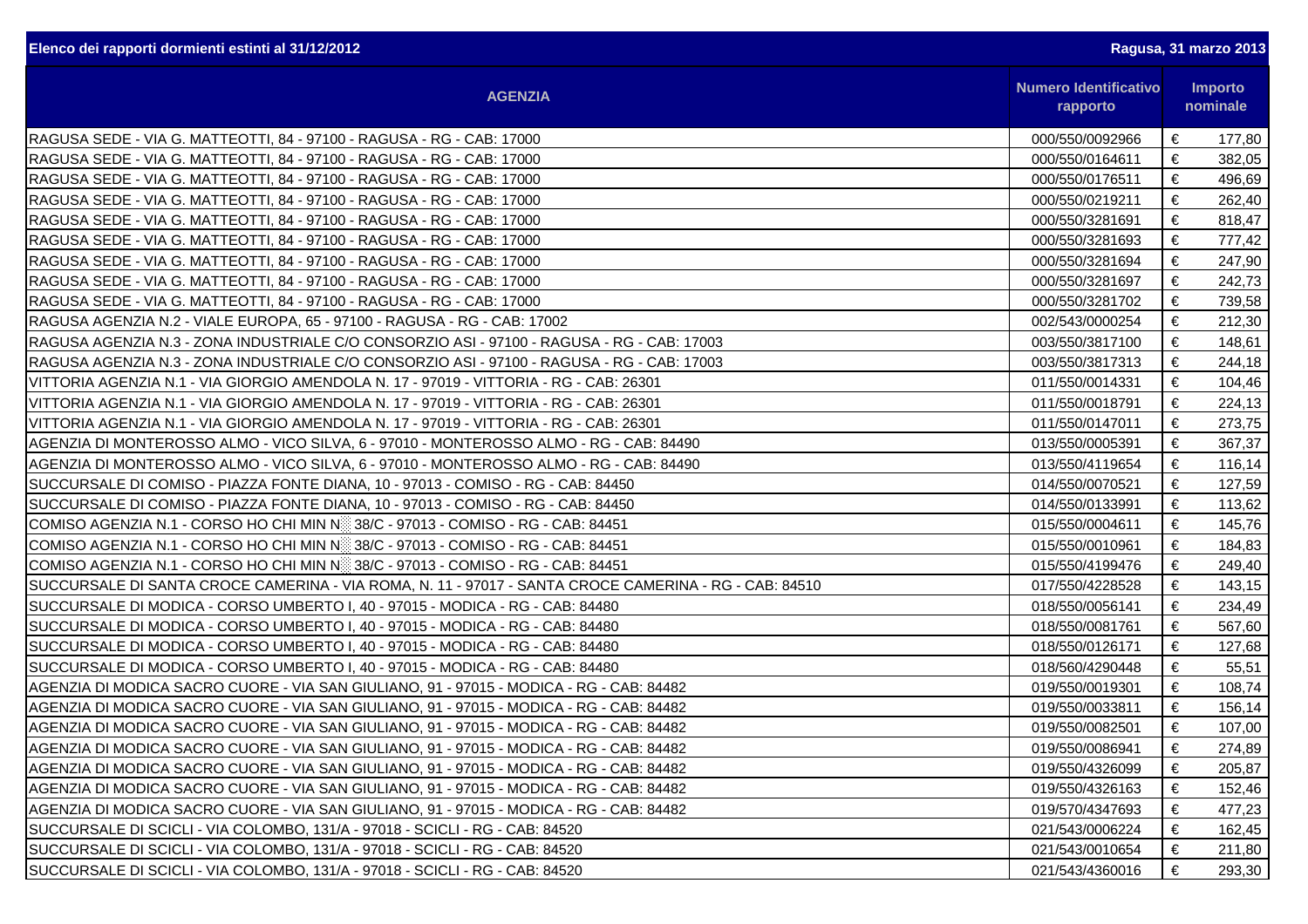**Elenco dei rapporti dormienti estinti al 31/12/2012** — **Ragusa, 31 marzo 2013**

| AGENZIA | Numero Identificativo rapporto | Importo nominale |
|---|---|---|
| RAGUSA SEDE - VIA G. MATTEOTTI, 84 - 97100 - RAGUSA - RG - CAB: 17000 | 000/550/0092966 | € 177,80 |
| RAGUSA SEDE - VIA G. MATTEOTTI, 84 - 97100 - RAGUSA - RG - CAB: 17000 | 000/550/0164611 | € 382,05 |
| RAGUSA SEDE - VIA G. MATTEOTTI, 84 - 97100 - RAGUSA - RG - CAB: 17000 | 000/550/0176511 | € 496,69 |
| RAGUSA SEDE - VIA G. MATTEOTTI, 84 - 97100 - RAGUSA - RG - CAB: 17000 | 000/550/0219211 | € 262,40 |
| RAGUSA SEDE - VIA G. MATTEOTTI, 84 - 97100 - RAGUSA - RG - CAB: 17000 | 000/550/3281691 | € 818,47 |
| RAGUSA SEDE - VIA G. MATTEOTTI, 84 - 97100 - RAGUSA - RG - CAB: 17000 | 000/550/3281693 | € 777,42 |
| RAGUSA SEDE - VIA G. MATTEOTTI, 84 - 97100 - RAGUSA - RG - CAB: 17000 | 000/550/3281694 | € 247,90 |
| RAGUSA SEDE - VIA G. MATTEOTTI, 84 - 97100 - RAGUSA - RG - CAB: 17000 | 000/550/3281697 | € 242,73 |
| RAGUSA SEDE - VIA G. MATTEOTTI, 84 - 97100 - RAGUSA - RG - CAB: 17000 | 000/550/3281702 | € 739,58 |
| RAGUSA AGENZIA N.2 - VIALE EUROPA, 65 - 97100 - RAGUSA - RG - CAB: 17002 | 002/543/0000254 | € 212,30 |
| RAGUSA AGENZIA N.3 - ZONA INDUSTRIALE C/O CONSORZIO ASI - 97100 - RAGUSA - RG - CAB: 17003 | 003/550/3817100 | € 148,61 |
| RAGUSA AGENZIA N.3 - ZONA INDUSTRIALE C/O CONSORZIO ASI - 97100 - RAGUSA - RG - CAB: 17003 | 003/550/3817313 | € 244,18 |
| VITTORIA AGENZIA N.1 - VIA GIORGIO AMENDOLA N. 17 - 97019 - VITTORIA - RG - CAB: 26301 | 011/550/0014331 | € 104,46 |
| VITTORIA AGENZIA N.1 - VIA GIORGIO AMENDOLA N. 17 - 97019 - VITTORIA - RG - CAB: 26301 | 011/550/0018791 | € 224,13 |
| VITTORIA AGENZIA N.1 - VIA GIORGIO AMENDOLA N. 17 - 97019 - VITTORIA - RG - CAB: 26301 | 011/550/0147011 | € 273,75 |
| AGENZIA DI MONTEROSSO ALMO - VICO SILVA, 6 - 97010 - MONTEROSSO ALMO - RG - CAB: 84490 | 013/550/0005391 | € 367,37 |
| AGENZIA DI MONTEROSSO ALMO - VICO SILVA, 6 - 97010 - MONTEROSSO ALMO - RG - CAB: 84490 | 013/550/4119654 | € 116,14 |
| SUCCURSALE DI COMISO - PIAZZA FONTE DIANA, 10 - 97013 - COMISO - RG - CAB: 84450 | 014/550/0070521 | € 127,59 |
| SUCCURSALE DI COMISO - PIAZZA FONTE DIANA, 10 - 97013 - COMISO - RG - CAB: 84450 | 014/550/0133991 | € 113,62 |
| COMISO AGENZIA N.1 - CORSO HO CHI MIN N 38/C - 97013 - COMISO - RG - CAB: 84451 | 015/550/0004611 | € 145,76 |
| COMISO AGENZIA N.1 - CORSO HO CHI MIN N 38/C - 97013 - COMISO - RG - CAB: 84451 | 015/550/0010961 | € 184,83 |
| COMISO AGENZIA N.1 - CORSO HO CHI MIN N 38/C - 97013 - COMISO - RG - CAB: 84451 | 015/550/4199476 | € 249,40 |
| SUCCURSALE DI SANTA CROCE CAMERINA - VIA ROMA, N. 11 - 97017 - SANTA CROCE CAMERINA - RG - CAB: 84510 | 017/550/4228528 | € 143,15 |
| SUCCURSALE DI MODICA - CORSO UMBERTO I, 40 - 97015 - MODICA - RG - CAB: 84480 | 018/550/0056141 | € 234,49 |
| SUCCURSALE DI MODICA - CORSO UMBERTO I, 40 - 97015 - MODICA - RG - CAB: 84480 | 018/550/0081761 | € 567,60 |
| SUCCURSALE DI MODICA - CORSO UMBERTO I, 40 - 97015 - MODICA - RG - CAB: 84480 | 018/550/0126171 | € 127,68 |
| SUCCURSALE DI MODICA - CORSO UMBERTO I, 40 - 97015 - MODICA - RG - CAB: 84480 | 018/560/4290448 | € 55,51 |
| AGENZIA DI MODICA SACRO CUORE - VIA SAN GIULIANO, 91 - 97015 - MODICA - RG - CAB: 84482 | 019/550/0019301 | € 108,74 |
| AGENZIA DI MODICA SACRO CUORE - VIA SAN GIULIANO, 91 - 97015 - MODICA - RG - CAB: 84482 | 019/550/0033811 | € 156,14 |
| AGENZIA DI MODICA SACRO CUORE - VIA SAN GIULIANO, 91 - 97015 - MODICA - RG - CAB: 84482 | 019/550/0082501 | € 107,00 |
| AGENZIA DI MODICA SACRO CUORE - VIA SAN GIULIANO, 91 - 97015 - MODICA - RG - CAB: 84482 | 019/550/0086941 | € 274,89 |
| AGENZIA DI MODICA SACRO CUORE - VIA SAN GIULIANO, 91 - 97015 - MODICA - RG - CAB: 84482 | 019/550/4326099 | € 205,87 |
| AGENZIA DI MODICA SACRO CUORE - VIA SAN GIULIANO, 91 - 97015 - MODICA - RG - CAB: 84482 | 019/550/4326163 | € 152,46 |
| AGENZIA DI MODICA SACRO CUORE - VIA SAN GIULIANO, 91 - 97015 - MODICA - RG - CAB: 84482 | 019/570/4347693 | € 477,23 |
| SUCCURSALE DI SCICLI - VIA COLOMBO, 131/A - 97018 - SCICLI - RG - CAB: 84520 | 021/543/0006224 | € 162,45 |
| SUCCURSALE DI SCICLI - VIA COLOMBO, 131/A - 97018 - SCICLI - RG - CAB: 84520 | 021/543/0010654 | € 211,80 |
| SUCCURSALE DI SCICLI - VIA COLOMBO, 131/A - 97018 - SCICLI - RG - CAB: 84520 | 021/543/4360016 | € 293,30 |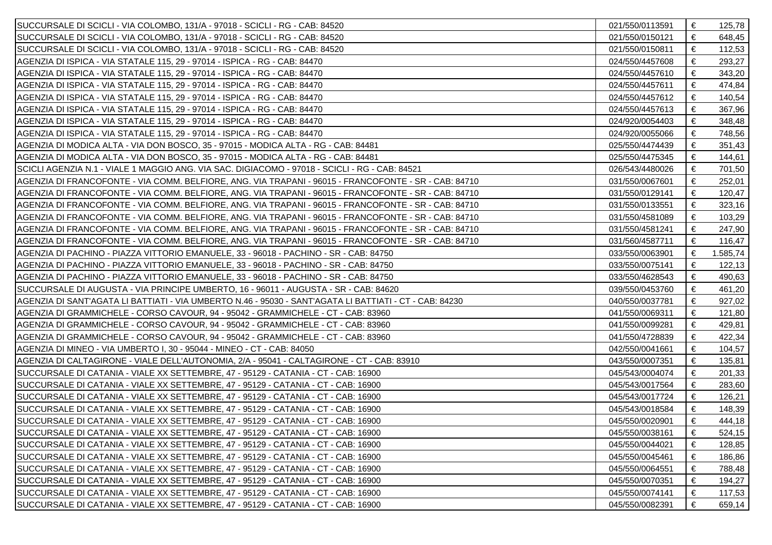| | | | |
|---|---|---|---|
| SUCCURSALE DI SCICLI - VIA COLOMBO, 131/A - 97018 - SCICLI - RG - CAB: 84520 | 021/550/0113591 | € | 125,78 |
| SUCCURSALE DI SCICLI - VIA COLOMBO, 131/A - 97018 - SCICLI - RG - CAB: 84520 | 021/550/0150121 | € | 648,45 |
| SUCCURSALE DI SCICLI - VIA COLOMBO, 131/A - 97018 - SCICLI - RG - CAB: 84520 | 021/550/0150811 | € | 112,53 |
| AGENZIA DI ISPICA - VIA STATALE 115, 29 - 97014 - ISPICA - RG - CAB: 84470 | 024/550/4457608 | € | 293,27 |
| AGENZIA DI ISPICA - VIA STATALE 115, 29 - 97014 - ISPICA - RG - CAB: 84470 | 024/550/4457610 | € | 343,20 |
| AGENZIA DI ISPICA - VIA STATALE 115, 29 - 97014 - ISPICA - RG - CAB: 84470 | 024/550/4457611 | € | 474,84 |
| AGENZIA DI ISPICA - VIA STATALE 115, 29 - 97014 - ISPICA - RG - CAB: 84470 | 024/550/4457612 | € | 140,54 |
| AGENZIA DI ISPICA - VIA STATALE 115, 29 - 97014 - ISPICA - RG - CAB: 84470 | 024/550/4457613 | € | 367,96 |
| AGENZIA DI ISPICA - VIA STATALE 115, 29 - 97014 - ISPICA - RG - CAB: 84470 | 024/920/0054403 | € | 348,48 |
| AGENZIA DI ISPICA - VIA STATALE 115, 29 - 97014 - ISPICA - RG - CAB: 84470 | 024/920/0055066 | € | 748,56 |
| AGENZIA DI MODICA ALTA - VIA DON BOSCO, 35 - 97015 - MODICA ALTA - RG - CAB: 84481 | 025/550/4474439 | € | 351,43 |
| AGENZIA DI MODICA ALTA - VIA DON BOSCO, 35 - 97015 - MODICA ALTA - RG - CAB: 84481 | 025/550/4475345 | € | 144,61 |
| SCICLI AGENZIA N.1 - VIALE 1 MAGGIO ANG. VIA SAC. DIGIACOMO - 97018 - SCICLI - RG - CAB: 84521 | 026/543/4480026 | € | 701,50 |
| AGENZIA DI FRANCOFONTE - VIA COMM. BELFIORE, ANG. VIA TRAPANI - 96015 - FRANCOFONTE - SR - CAB: 84710 | 031/550/0067601 | € | 252,01 |
| AGENZIA DI FRANCOFONTE - VIA COMM. BELFIORE, ANG. VIA TRAPANI - 96015 - FRANCOFONTE - SR - CAB: 84710 | 031/550/0129141 | € | 120,47 |
| AGENZIA DI FRANCOFONTE - VIA COMM. BELFIORE, ANG. VIA TRAPANI - 96015 - FRANCOFONTE - SR - CAB: 84710 | 031/550/0133551 | € | 323,16 |
| AGENZIA DI FRANCOFONTE - VIA COMM. BELFIORE, ANG. VIA TRAPANI - 96015 - FRANCOFONTE - SR - CAB: 84710 | 031/550/4581089 | € | 103,29 |
| AGENZIA DI FRANCOFONTE - VIA COMM. BELFIORE, ANG. VIA TRAPANI - 96015 - FRANCOFONTE - SR - CAB: 84710 | 031/550/4581241 | € | 247,90 |
| AGENZIA DI FRANCOFONTE - VIA COMM. BELFIORE, ANG. VIA TRAPANI - 96015 - FRANCOFONTE - SR - CAB: 84710 | 031/560/4587711 | € | 116,47 |
| AGENZIA DI PACHINO - PIAZZA VITTORIO EMANUELE, 33 - 96018 - PACHINO - SR - CAB: 84750 | 033/550/0063901 | € | 1.585,74 |
| AGENZIA DI PACHINO - PIAZZA VITTORIO EMANUELE, 33 - 96018 - PACHINO - SR - CAB: 84750 | 033/550/0075141 | € | 122,13 |
| AGENZIA DI PACHINO - PIAZZA VITTORIO EMANUELE, 33 - 96018 - PACHINO - SR - CAB: 84750 | 033/550/4628543 | € | 490,63 |
| SUCCURSALE DI AUGUSTA - VIA PRINCIPE UMBERTO, 16 - 96011 - AUGUSTA - SR - CAB: 84620 | 039/550/0453760 | € | 461,20 |
| AGENZIA DI SANT'AGATA LI BATTIATI - VIA UMBERTO N.46 - 95030 - SANT'AGATA LI BATTIATI - CT - CAB: 84230 | 040/550/0037781 | € | 927,02 |
| AGENZIA DI GRAMMICHELE - CORSO CAVOUR, 94 - 95042 - GRAMMICHELE - CT - CAB: 83960 | 041/550/0069311 | € | 121,80 |
| AGENZIA DI GRAMMICHELE - CORSO CAVOUR, 94 - 95042 - GRAMMICHELE - CT - CAB: 83960 | 041/550/0099281 | € | 429,81 |
| AGENZIA DI GRAMMICHELE - CORSO CAVOUR, 94 - 95042 - GRAMMICHELE - CT - CAB: 83960 | 041/550/4728839 | € | 422,34 |
| AGENZIA DI MINEO - VIA UMBERTO I, 30 - 95044 - MINEO - CT - CAB: 84050 | 042/550/0041661 | € | 104,57 |
| AGENZIA DI CALTAGIRONE - VIALE DELL'AUTONOMIA, 2/A - 95041 - CALTAGIRONE - CT - CAB: 83910 | 043/550/0007351 | € | 135,81 |
| SUCCURSALE DI CATANIA - VIALE XX SETTEMBRE, 47 - 95129 - CATANIA - CT - CAB: 16900 | 045/543/0004074 | € | 201,33 |
| SUCCURSALE DI CATANIA - VIALE XX SETTEMBRE, 47 - 95129 - CATANIA - CT - CAB: 16900 | 045/543/0017564 | € | 283,60 |
| SUCCURSALE DI CATANIA - VIALE XX SETTEMBRE, 47 - 95129 - CATANIA - CT - CAB: 16900 | 045/543/0017724 | € | 126,21 |
| SUCCURSALE DI CATANIA - VIALE XX SETTEMBRE, 47 - 95129 - CATANIA - CT - CAB: 16900 | 045/543/0018584 | € | 148,39 |
| SUCCURSALE DI CATANIA - VIALE XX SETTEMBRE, 47 - 95129 - CATANIA - CT - CAB: 16900 | 045/550/0020901 | € | 444,18 |
| SUCCURSALE DI CATANIA - VIALE XX SETTEMBRE, 47 - 95129 - CATANIA - CT - CAB: 16900 | 045/550/0038161 | € | 524,15 |
| SUCCURSALE DI CATANIA - VIALE XX SETTEMBRE, 47 - 95129 - CATANIA - CT - CAB: 16900 | 045/550/0044021 | € | 128,85 |
| SUCCURSALE DI CATANIA - VIALE XX SETTEMBRE, 47 - 95129 - CATANIA - CT - CAB: 16900 | 045/550/0045461 | € | 186,86 |
| SUCCURSALE DI CATANIA - VIALE XX SETTEMBRE, 47 - 95129 - CATANIA - CT - CAB: 16900 | 045/550/0064551 | € | 788,48 |
| SUCCURSALE DI CATANIA - VIALE XX SETTEMBRE, 47 - 95129 - CATANIA - CT - CAB: 16900 | 045/550/0070351 | € | 194,27 |
| SUCCURSALE DI CATANIA - VIALE XX SETTEMBRE, 47 - 95129 - CATANIA - CT - CAB: 16900 | 045/550/0074141 | € | 117,53 |
| SUCCURSALE DI CATANIA - VIALE XX SETTEMBRE, 47 - 95129 - CATANIA - CT - CAB: 16900 | 045/550/0082391 | € | 659,14 |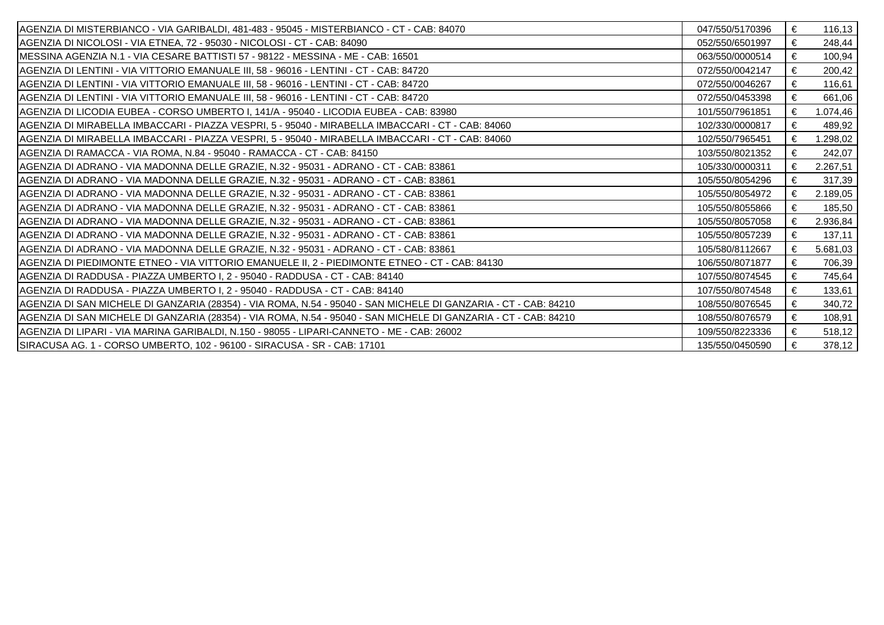| | | | |
|---|---|---|---|
| AGENZIA DI MISTERBIANCO - VIA GARIBALDI, 481-483 - 95045 - MISTERBIANCO - CT - CAB: 84070 | 047/550/5170396 | € | 116,13 |
| AGENZIA DI NICOLOSI - VIA ETNEA, 72 - 95030 - NICOLOSI - CT - CAB: 84090 | 052/550/6501997 | € | 248,44 |
| MESSINA AGENZIA N.1 - VIA CESARE BATTISTI 57 - 98122 - MESSINA - ME - CAB: 16501 | 063/550/0000514 | € | 100,94 |
| AGENZIA DI LENTINI - VIA VITTORIO EMANUALE III, 58 - 96016 - LENTINI - CT - CAB: 84720 | 072/550/0042147 | € | 200,42 |
| AGENZIA DI LENTINI - VIA VITTORIO EMANUALE III, 58 - 96016 - LENTINI - CT - CAB: 84720 | 072/550/0046267 | € | 116,61 |
| AGENZIA DI LENTINI - VIA VITTORIO EMANUALE III, 58 - 96016 - LENTINI - CT - CAB: 84720 | 072/550/0453398 | € | 661,06 |
| AGENZIA DI LICODIA EUBEA - CORSO UMBERTO I, 141/A - 95040 - LICODIA EUBEA - CAB: 83980 | 101/550/7961851 | € | 1.074,46 |
| AGENZIA DI MIRABELLA IMBACCARI - PIAZZA VESPRI, 5 - 95040 - MIRABELLA IMBACCARI - CT - CAB: 84060 | 102/330/0000817 | € | 489,92 |
| AGENZIA DI MIRABELLA IMBACCARI - PIAZZA VESPRI, 5 - 95040 - MIRABELLA IMBACCARI - CT - CAB: 84060 | 102/550/7965451 | € | 1.298,02 |
| AGENZIA DI RAMACCA - VIA ROMA, N.84 - 95040 - RAMACCA - CT - CAB: 84150 | 103/550/8021352 | € | 242,07 |
| AGENZIA DI ADRANO - VIA MADONNA DELLE GRAZIE, N.32 - 95031 - ADRANO - CT - CAB: 83861 | 105/330/0000311 | € | 2.267,51 |
| AGENZIA DI ADRANO - VIA MADONNA DELLE GRAZIE, N.32 - 95031 - ADRANO - CT - CAB: 83861 | 105/550/8054296 | € | 317,39 |
| AGENZIA DI ADRANO - VIA MADONNA DELLE GRAZIE, N.32 - 95031 - ADRANO - CT - CAB: 83861 | 105/550/8054972 | € | 2.189,05 |
| AGENZIA DI ADRANO - VIA MADONNA DELLE GRAZIE, N.32 - 95031 - ADRANO - CT - CAB: 83861 | 105/550/8055866 | € | 185,50 |
| AGENZIA DI ADRANO - VIA MADONNA DELLE GRAZIE, N.32 - 95031 - ADRANO - CT - CAB: 83861 | 105/550/8057058 | € | 2.936,84 |
| AGENZIA DI ADRANO - VIA MADONNA DELLE GRAZIE, N.32 - 95031 - ADRANO - CT - CAB: 83861 | 105/550/8057239 | € | 137,11 |
| AGENZIA DI ADRANO - VIA MADONNA DELLE GRAZIE, N.32 - 95031 - ADRANO - CT - CAB: 83861 | 105/580/8112667 | € | 5.681,03 |
| AGENZIA DI PIEDIMONTE ETNEO - VIA VITTORIO EMANUELE II, 2 - PIEDIMONTE ETNEO - CT - CAB: 84130 | 106/550/8071877 | € | 706,39 |
| AGENZIA DI RADDUSA - PIAZZA UMBERTO I, 2 - 95040 - RADDUSA - CT - CAB: 84140 | 107/550/8074545 | € | 745,64 |
| AGENZIA DI RADDUSA - PIAZZA UMBERTO I, 2 - 95040 - RADDUSA - CT - CAB: 84140 | 107/550/8074548 | € | 133,61 |
| AGENZIA DI SAN MICHELE DI GANZARIA (28354) - VIA ROMA, N.54 - 95040 - SAN MICHELE DI GANZARIA - CT - CAB: 84210 | 108/550/8076545 | € | 340,72 |
| AGENZIA DI SAN MICHELE DI GANZARIA (28354) - VIA ROMA, N.54 - 95040 - SAN MICHELE DI GANZARIA - CT - CAB: 84210 | 108/550/8076579 | € | 108,91 |
| AGENZIA DI LIPARI - VIA MARINA GARIBALDI, N.150 - 98055 - LIPARI-CANNETO - ME - CAB: 26002 | 109/550/8223336 | € | 518,12 |
| SIRACUSA AG. 1 - CORSO UMBERTO, 102 - 96100 - SIRACUSA - SR - CAB: 17101 | 135/550/0450590 | € | 378,12 |